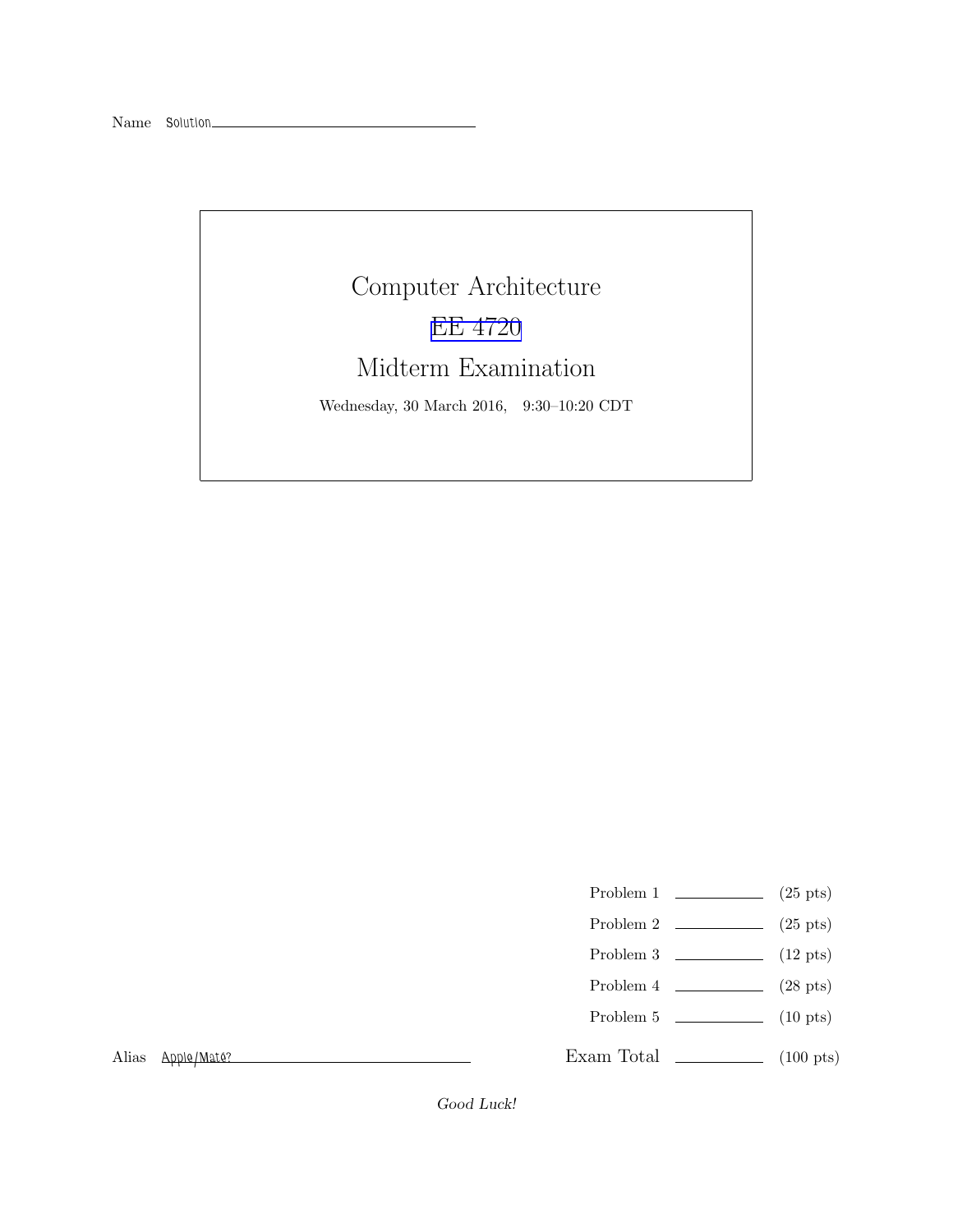Name Solution

# Computer Architecture

# EE 4720

# Midterm Examination

Wednesday, 30 March 2016, 9:30–10:20 CDT

| | | |
|---|---|---|
| Problem 1 | | (25 pts) |
| Problem 2 | | (25 pts) |
| Problem 3 | | (12 pts) |
| Problem 4 | | (28 pts) |
| Problem 5 | | (10 pts) |
| Exam Total | | (100 pts) |

Alias Apple/Maté?

*Good Luck!*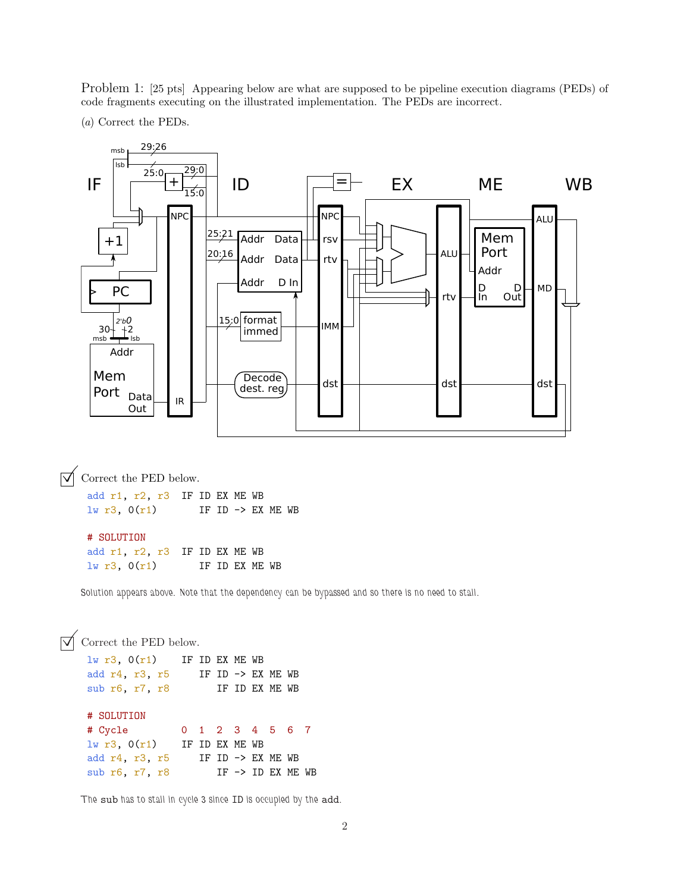Problem 1: [25 pts] Appearing below are what are supposed to be pipeline execution diagrams (PEDs) of code fragments executing on the illustrated implementation. The PEDs are incorrect.

(*a*) Correct the PEDs.

☑ Correct the PED below.

```
add r1, r2, r3  IF ID EX ME WB
lw r3, 0(r1)       IF ID -> EX ME WB

# SOLUTION
add r1, r2, r3  IF ID EX ME WB
lw r3, 0(r1)       IF ID EX ME WB
```

Solution appears above. Note that the dependency can be bypassed and so there is no need to stall.

☑ Correct the PED below.

```
lw r3, 0(r1)    IF ID EX ME WB
add r4, r3, r5     IF ID -> EX ME WB
sub r6, r7, r8        IF ID EX ME WB

# SOLUTION
# Cycle         0  1  2  3  4  5  6  7
lw r3, 0(r1)    IF ID EX ME WB
add r4, r3, r5     IF ID -> EX ME WB
sub r6, r7, r8        IF -> ID EX ME WB
```

The `sub` has to stall in cycle 3 since ID is occupied by the `add`.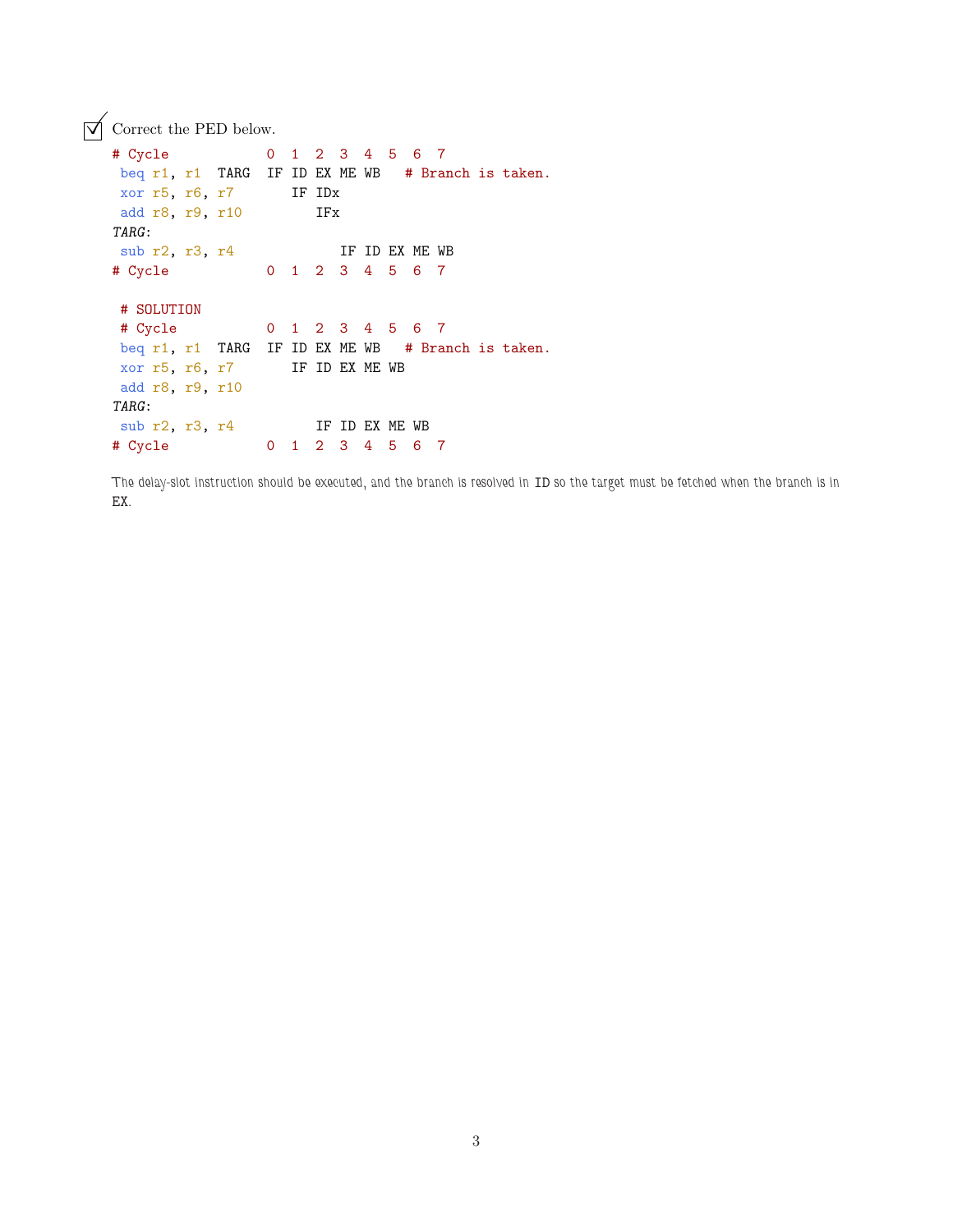☑ Correct the PED below.

```
# Cycle            0  1  2  3  4  5  6  7
 beq r1, r1  TARG  IF ID EX ME WB   # Branch is taken.
 xor r5, r6, r7       IF IDx
 add r8, r9, r10         IFx
TARG:
 sub r2, r3, r4             IF ID EX ME WB
# Cycle            0  1  2  3  4  5  6  7

 # SOLUTION
 # Cycle           0  1  2  3  4  5  6  7
 beq r1, r1  TARG  IF ID EX ME WB   # Branch is taken.
 xor r5, r6, r7       IF ID EX ME WB
 add r8, r9, r10
TARG:
 sub r2, r3, r4          IF ID EX ME WB
# Cycle            0  1  2  3  4  5  6  7
```

The delay-slot instruction should be executed, and the branch is resolved in ID so the target must be fetched when the branch is in EX.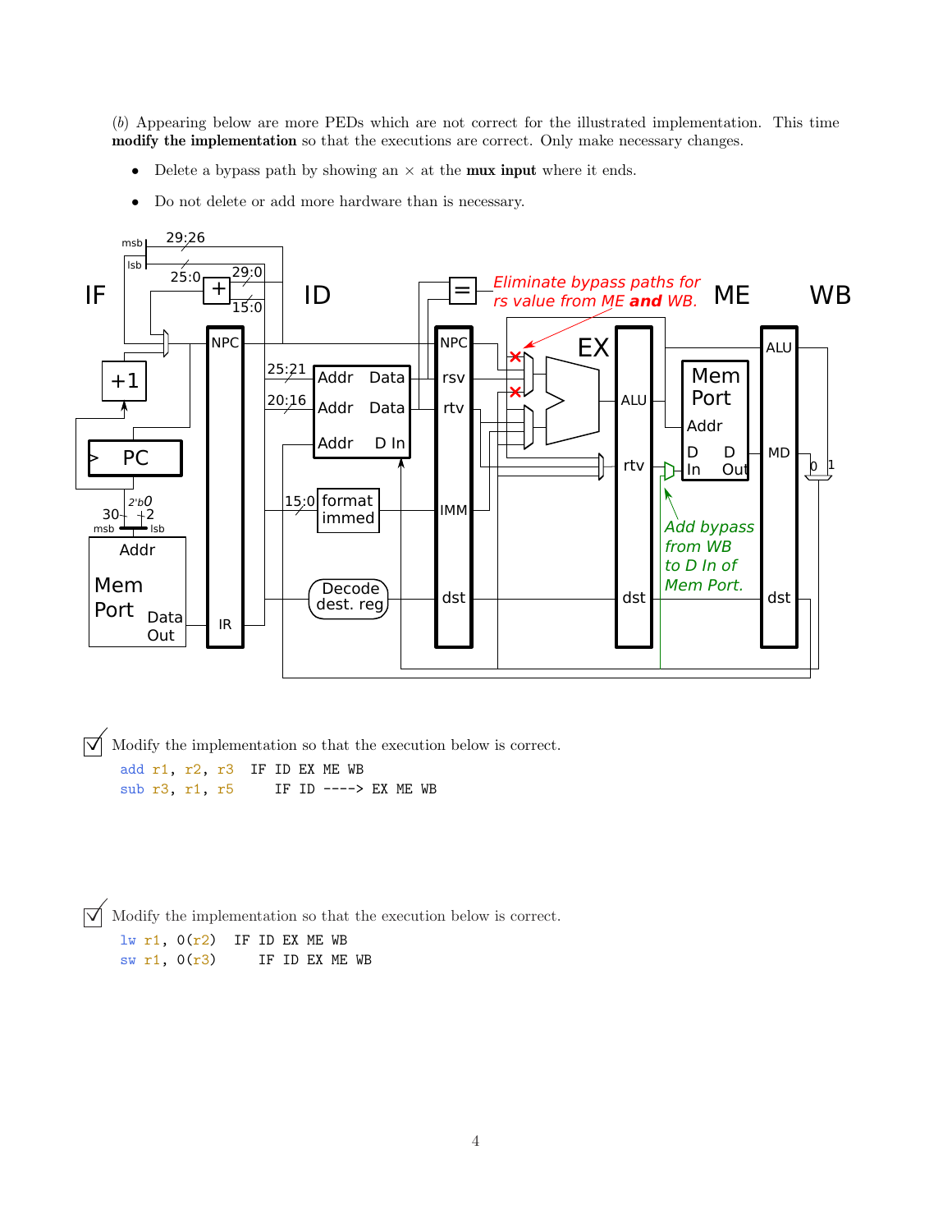(*b*) Appearing below are more PEDs which are not correct for the illustrated implementation. This time **modify the implementation** so that the executions are correct. Only make necessary changes.

- Delete a bypass path by showing an × at the **mux input** where it ends.
- Do not delete or add more hardware than is necessary.

IF ID EX ME WB

Eliminate bypass paths for rs value from ME ***and*** WB.

Add bypass from WB to D In of Mem Port.

☑ Modify the implementation so that the execution below is correct.

```
add r1, r2, r3  IF ID EX ME WB
sub r3, r1, r5     IF ID ----> EX ME WB
```

☑ Modify the implementation so that the execution below is correct.

```
lw r1, 0(r2)  IF ID EX ME WB
sw r1, 0(r3)     IF ID EX ME WB
```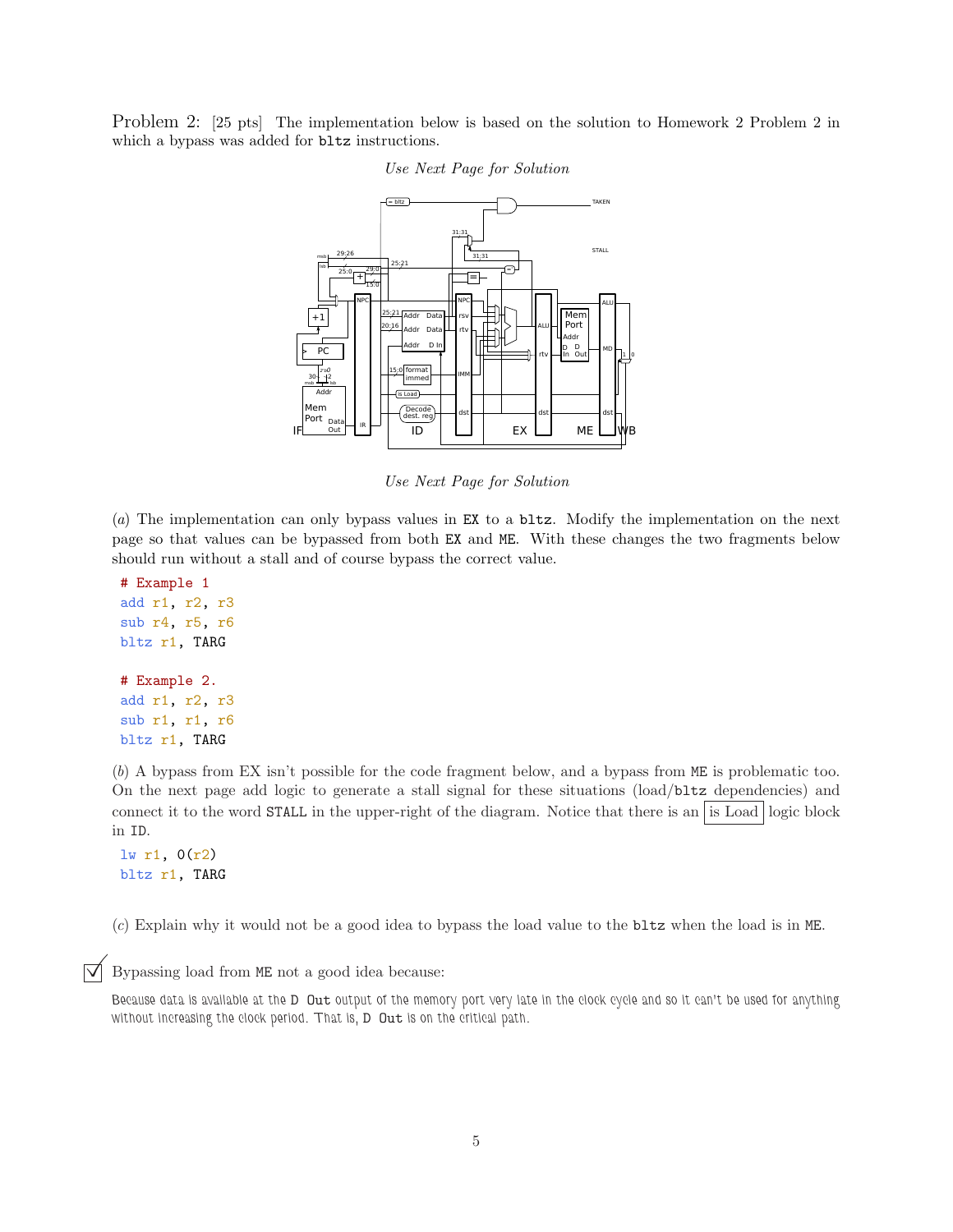Problem 2: [25 pts] The implementation below is based on the solution to Homework 2 Problem 2 in which a bypass was added for `bltz` instructions.

*Use Next Page for Solution*

= bltz
TAKEN
STALL
31:31
31:31
29:26
msb
lsb
25:0
29:0
15:0
25:21
+1
+
=
=
NPC
NPC
PC
2'b0
30
2
msb
lsb
Addr
Mem
Port
Data
Out
IF
IR
25:21
20:16
Addr Data
Addr Data
Addr D In
15:0
format
immed
is Load
Decode
dest. reg
ID
rsv
rtv
IMM
dst
ALU
rtv
dst
EX
Mem
Port
Addr
D In
D Out
ME
ALU
MD
dst
WB
1 0

*Use Next Page for Solution*

(*a*) The implementation can only bypass values in EX to a `bltz`. Modify the implementation on the next page so that values can be bypassed from both EX and ME. With these changes the two fragments below should run without a stall and of course bypass the correct value.

```
# Example 1
add r1, r2, r3
sub r4, r5, r6
bltz r1, TARG

# Example 2.
add r1, r2, r3
sub r1, r1, r6
bltz r1, TARG
```

(*b*) A bypass from EX isn't possible for the code fragment below, and a bypass from ME is problematic too. On the next page add logic to generate a stall signal for these situations (load/`bltz` dependencies) and connect it to the word STALL in the upper-right of the diagram. Notice that there is an is Load logic block in ID.

```
lw r1, 0(r2)
bltz r1, TARG
```

(*c*) Explain why it would not be a good idea to bypass the load value to the `bltz` when the load is in ME.

☑ Bypassing load from ME not a good idea because:

Because data is available at the `D Out` output of the memory port very late in the clock cycle and so it can't be used for anything without increasing the clock period. That is, `D Out` is on the critical path.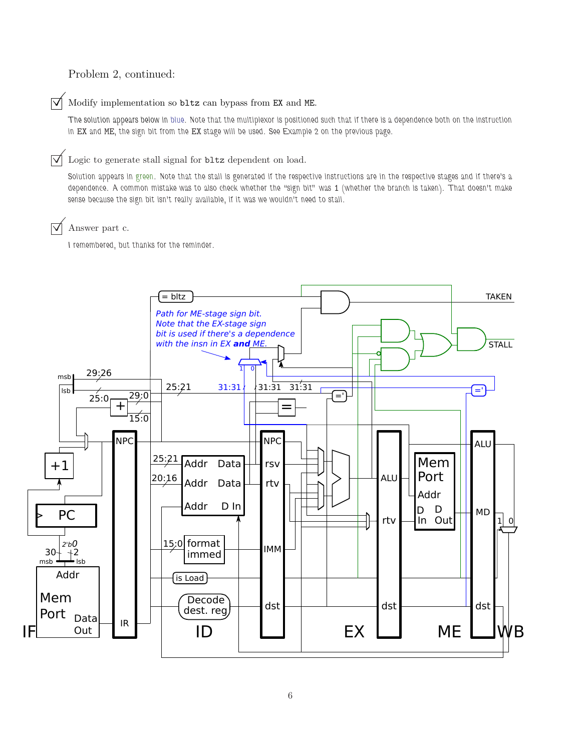Problem 2, continued:

☑ Modify implementation so `bltz` can bypass from `EX` and `ME`.

The solution appears below in blue. Note that the multiplexor is positioned such that if there is a dependence both on the instruction in EX and ME, the sign bit from the EX stage will be used. See Example 2 on the previous page.

☑ Logic to generate stall signal for `bltz` dependent on load.

Solution appears in green. Note that the stall is generated if the respective instructions are in the respective stages and if there's a dependence. A common mistake was to also check whether the "sign bit" was 1 (whether the branch is taken). That doesn't make sense because the sign bit isn't really available, if it was we wouldn't need to stall.

☑ Answer part c.

I remembered, but thanks for the reminder.

= bltz

TAKEN

STALL

Path for ME-stage sign bit.
Note that the EX-stage sign bit is used if there's a dependence with the insn in EX **and** ME.

1 0

msb 29:26
lsb 25:0
+ 29:0
15:0
25:21
31:31
31:31 31:31
='
=
='

NPC
+1
PC
30 2'b0 2
msb lsb
Addr
Mem Port
Data Out
IR
IF

25:21 Addr Data
20:16 Addr Data
Addr D In
15:0 format immed
is Load
Decode dest. reg
ID

NPC
rsv
rtv
IMM
dst
EX

ALU
rtv
dst

Mem Port
Addr
D In D Out
ME

ALU
MD
dst
1 0
WB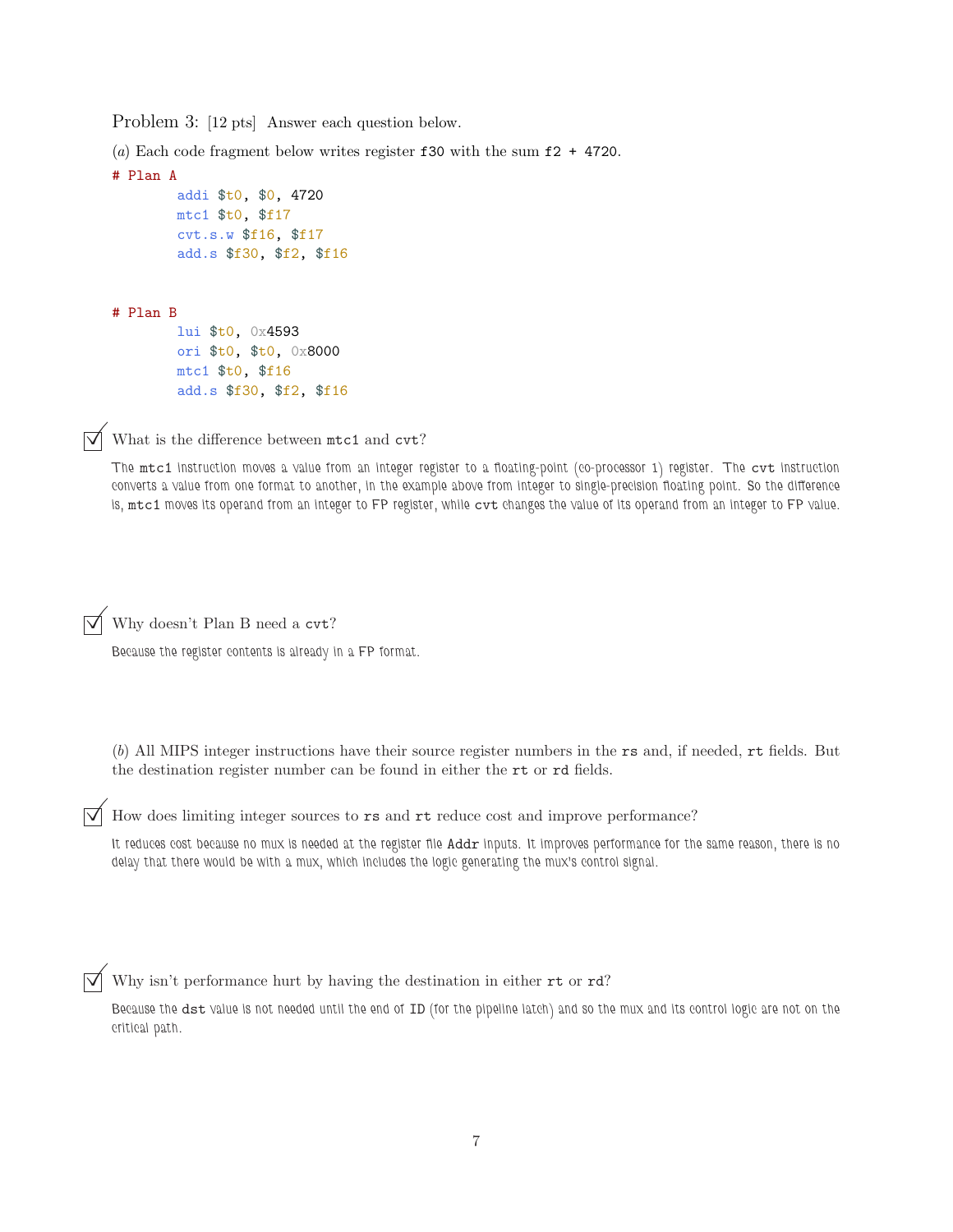Problem 3: [12 pts] Answer each question below.

(*a*) Each code fragment below writes register f30 with the sum f2 + 4720.

```
# Plan A
        addi $t0, $0, 4720
        mtc1 $t0, $f17
        cvt.s.w $f16, $f17
        add.s $f30, $f2, $f16


# Plan B
        lui $t0, 0x4593
        ori $t0, $t0, 0x8000
        mtc1 $t0, $f16
        add.s $f30, $f2, $f16
```

☑ What is the difference between mtc1 and cvt?

The mtc1 instruction moves a value from an integer register to a floating-point (co-processor 1) register. The cvt instruction converts a value from one format to another, in the example above from integer to single-precision floating point. So the difference is, mtc1 moves its operand from an integer to FP register, while cvt changes the value of its operand from an integer to FP value.

☑ Why doesn't Plan B need a cvt?

Because the register contents is already in a FP format.

(*b*) All MIPS integer instructions have their source register numbers in the rs and, if needed, rt fields. But the destination register number can be found in either the rt or rd fields.

☑ How does limiting integer sources to rs and rt reduce cost and improve performance?

It reduces cost because no mux is needed at the register file Addr inputs. It improves performance for the same reason, there is no delay that there would be with a mux, which includes the logic generating the mux's control signal.

☑ Why isn't performance hurt by having the destination in either rt or rd?

Because the dst value is not needed until the end of ID (for the pipeline latch) and so the mux and its control logic are not on the critical path.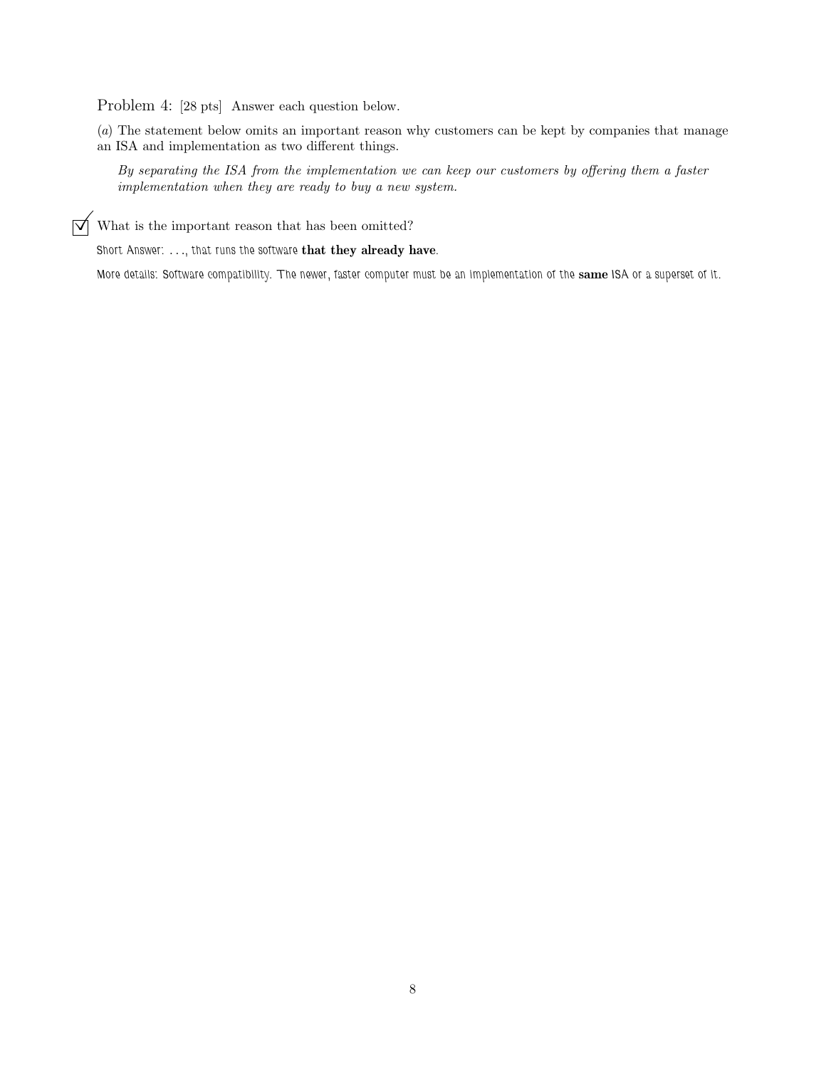Problem 4: [28 pts] Answer each question below.

(*a*) The statement below omits an important reason why customers can be kept by companies that manage an ISA and implementation as two different things.

> *By separating the ISA from the implementation we can keep our customers by offering them a faster implementation when they are ready to buy a new system.*

☑ What is the important reason that has been omitted?

Short Answer: . . ., that runs the software **that they already have**.

More details: Software compatibility. The newer, faster computer must be an implementation of the **same** ISA or a superset of it.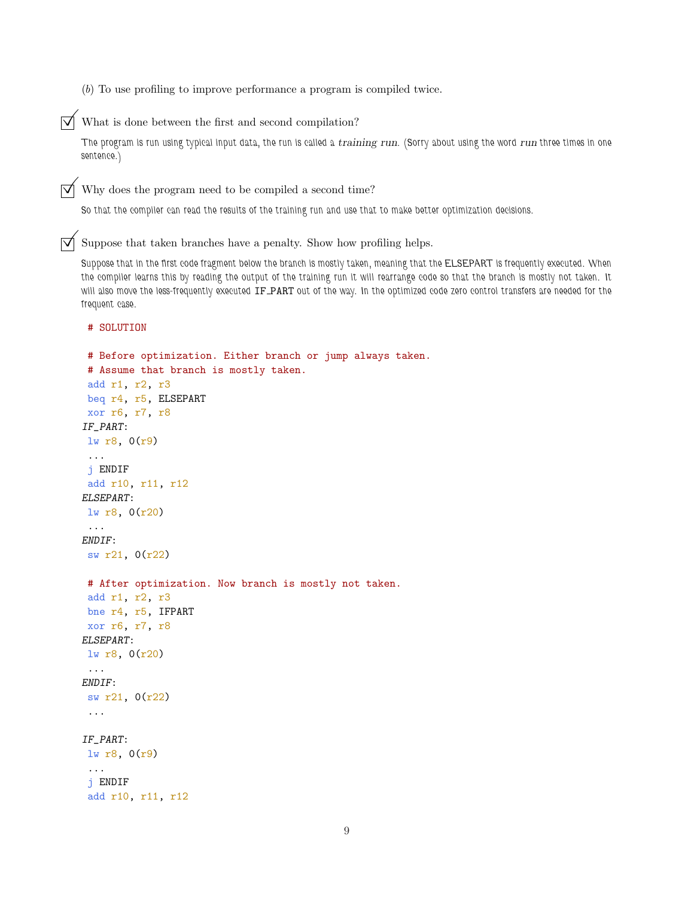(*b*) To use profiling to improve performance a program is compiled twice.

☑ What is done between the first and second compilation?

The program is run using typical input data, the run is called a *training run*. (Sorry about using the word *run* three times in one sentence.)

☑ Why does the program need to be compiled a second time?

So that the compiler can read the results of the training run and use that to make better optimization decisions.

☑ Suppose that taken branches have a penalty. Show how profiling helps.

Suppose that in the first code fragment below the branch is mostly taken, meaning that the ELSEPART is frequently executed. When the compiler learns this by reading the output of the training run it will rearrange code so that the branch is mostly not taken. It will also move the less-frequently executed IF_PART out of the way. In the optimized code zero control transfers are needed for the frequent case.

```
 # SOLUTION

 # Before optimization. Either branch or jump always taken.
 # Assume that branch is mostly taken.
 add r1, r2, r3
 beq r4, r5, ELSEPART
 xor r6, r7, r8
IF_PART:
 lw r8, 0(r9)
 ...
 j ENDIF
 add r10, r11, r12
ELSEPART:
 lw r8, 0(r20)
 ...
ENDIF:
 sw r21, 0(r22)

 # After optimization. Now branch is mostly not taken.
 add r1, r2, r3
 bne r4, r5, IFPART
 xor r6, r7, r8
ELSEPART:
 lw r8, 0(r20)
 ...
ENDIF:
 sw r21, 0(r22)
 ...

IF_PART:
 lw r8, 0(r9)
 ...
 j ENDIF
 add r10, r11, r12
```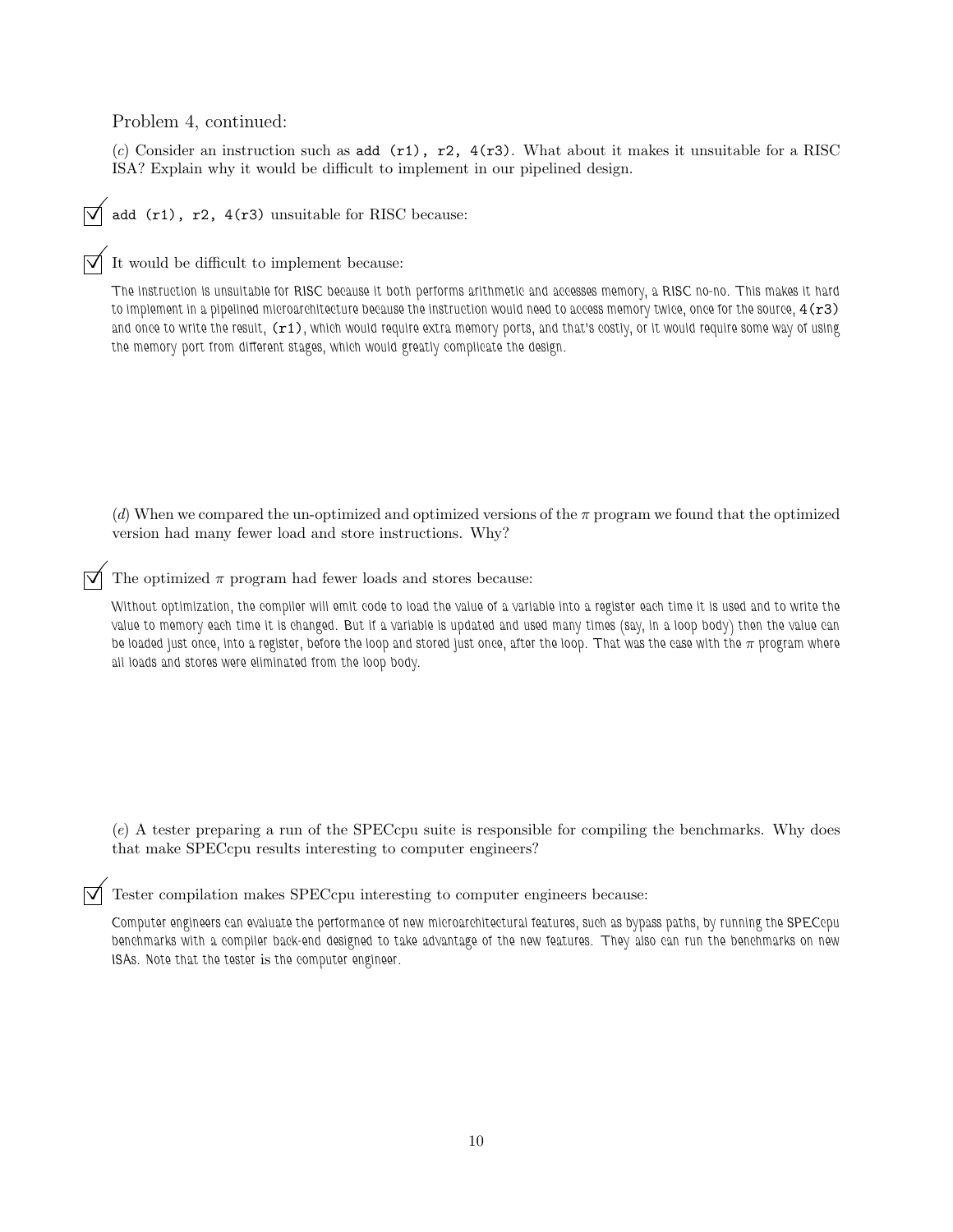Problem 4, continued:

(*c*) Consider an instruction such as `add (r1), r2, 4(r3)`. What about it makes it unsuitable for a RISC ISA? Explain why it would be difficult to implement in our pipelined design.

☑ `add (r1), r2, 4(r3)` unsuitable for RISC because:

☑ It would be difficult to implement because:

The instruction is unsuitable for RISC because it both performs arithmetic and accesses memory, a RISC no-no. This makes it hard to implement in a pipelined microarchitecture because the instruction would need to access memory twice, once for the source, `4(r3)` and once to write the result, `(r1)`, which would require extra memory ports, and that's costly, or it would require some way of using the memory port from different stages, which would greatly complicate the design.

(*d*) When we compared the un-optimized and optimized versions of the $\pi$ program we found that the optimized version had many fewer load and store instructions. Why?

☑ The optimized $\pi$ program had fewer loads and stores because:

Without optimization, the compiler will emit code to load the value of a variable into a register each time it is used and to write the value to memory each time it is changed. But if a variable is updated and used many times (say, in a loop body) then the value can be loaded just once, into a register, before the loop and stored just once, after the loop. That was the case with the $\pi$ program where all loads and stores were eliminated from the loop body.

(*e*) A tester preparing a run of the SPECcpu suite is responsible for compiling the benchmarks. Why does that make SPECcpu results interesting to computer engineers?

☑ Tester compilation makes SPECcpu interesting to computer engineers because:

Computer engineers can evaluate the performance of new microarchitectural features, such as bypass paths, by running the SPECcpu benchmarks with a compiler back-end designed to take advantage of the new features. They also can run the benchmarks on new ISAs. Note that the tester is the computer engineer.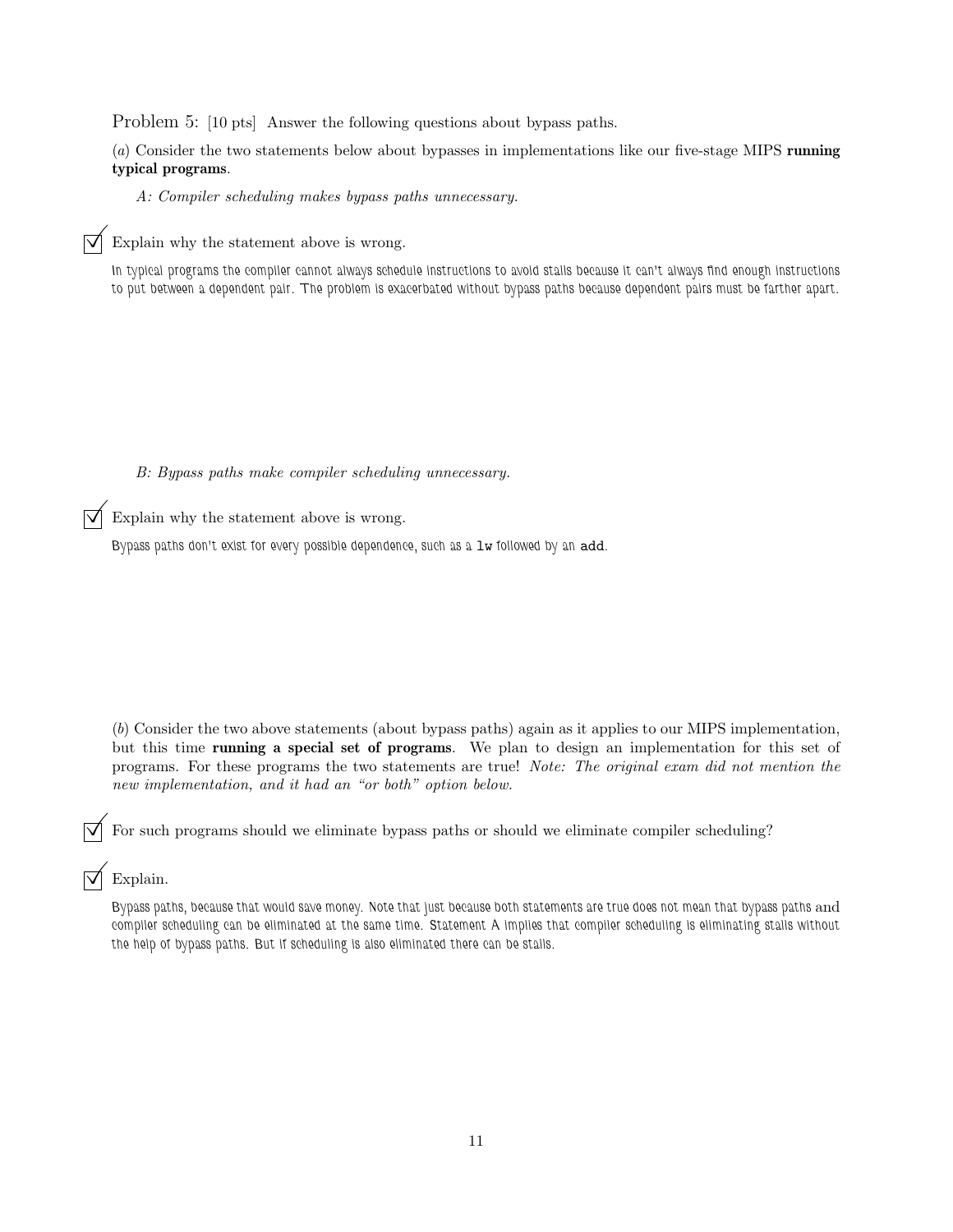Problem 5: [10 pts] Answer the following questions about bypass paths.

(*a*) Consider the two statements below about bypasses in implementations like our five-stage MIPS **running typical programs**.

*A: Compiler scheduling makes bypass paths unnecessary.*

☑ Explain why the statement above is wrong.

In typical programs the compiler cannot always schedule instructions to avoid stalls because it can't always find enough instructions to put between a dependent pair. The problem is exacerbated without bypass paths because dependent pairs must be farther apart.

*B: Bypass paths make compiler scheduling unnecessary.*

☑ Explain why the statement above is wrong.

Bypass paths don't exist for every possible dependence, such as a `lw` followed by an `add`.

(*b*) Consider the two above statements (about bypass paths) again as it applies to our MIPS implementation, but this time **running a special set of programs**. We plan to design an implementation for this set of programs. For these programs the two statements are true! *Note: The original exam did not mention the new implementation, and it had an "or both" option below.*

☑ For such programs should we eliminate bypass paths or should we eliminate compiler scheduling?

☑ Explain.

Bypass paths, because that would save money. Note that just because both statements are true does not mean that bypass paths and compiler scheduling can be eliminated at the same time. Statement A implies that compiler scheduling is eliminating stalls without the help of bypass paths. But if scheduling is also eliminated there can be stalls.